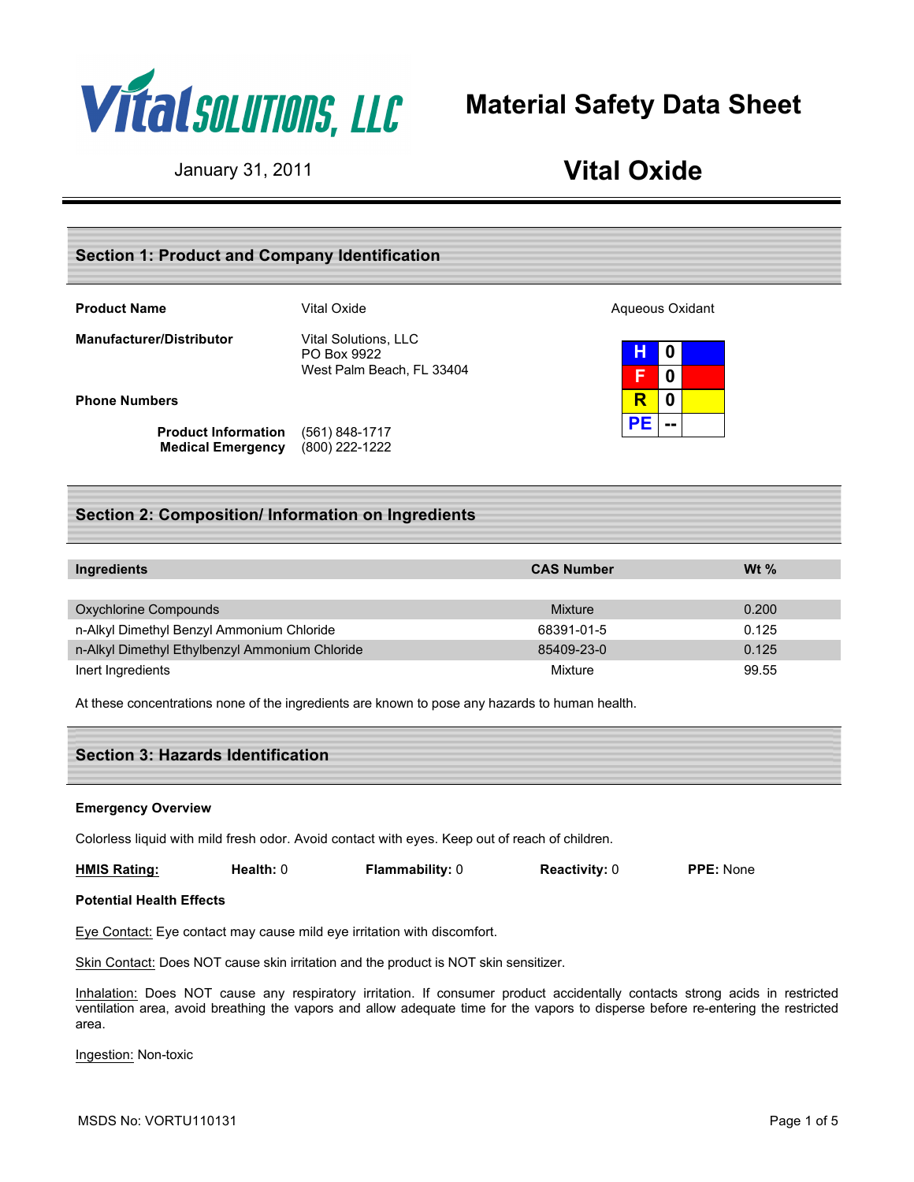**Vital SOLUTIONS, LLC**

# Material Safety Data Sheet

January 31, 2011

# Vital Oxide

## Section 1: Product and Company Identification

**Product Name** Vital Oxide

Aqueous Oxidant

**Manufacturer/Distributor** Vital Solutions, LLC
PO Box 9922
West Palm Beach, FL 33404

| | | |
|---|---|---|
| H | 0 | |
| F | 0 | |
| R | 0 | |
| PE | -- | |

**Phone Numbers**

**Product Information** (561) 848-1717
**Medical Emergency** (800) 222-1222

## Section 2: Composition/ Information on Ingredients

| Ingredients | CAS Number | Wt % |
|---|---|---|
| Oxychlorine Compounds | Mixture | 0.200 |
| n-Alkyl Dimethyl Benzyl Ammonium Chloride | 68391-01-5 | 0.125 |
| n-Alkyl Dimethyl Ethylbenzyl Ammonium Chloride | 85409-23-0 | 0.125 |
| Inert Ingredients | Mixture | 99.55 |

At these concentrations none of the ingredients are known to pose any hazards to human health.

## Section 3: Hazards Identification

**Emergency Overview**

Colorless liquid with mild fresh odor. Avoid contact with eyes. Keep out of reach of children.

**HMIS Rating:** **Health:** 0 **Flammability:** 0 **Reactivity:** 0 **PPE:** None

**Potential Health Effects**

Eye Contact: Eye contact may cause mild eye irritation with discomfort.

Skin Contact: Does NOT cause skin irritation and the product is NOT skin sensitizer.

Inhalation: Does NOT cause any respiratory irritation. If consumer product accidentally contacts strong acids in restricted ventilation area, avoid breathing the vapors and allow adequate time for the vapors to disperse before re-entering the restricted area.

Ingestion: Non-toxic

MSDS No: VORTU110131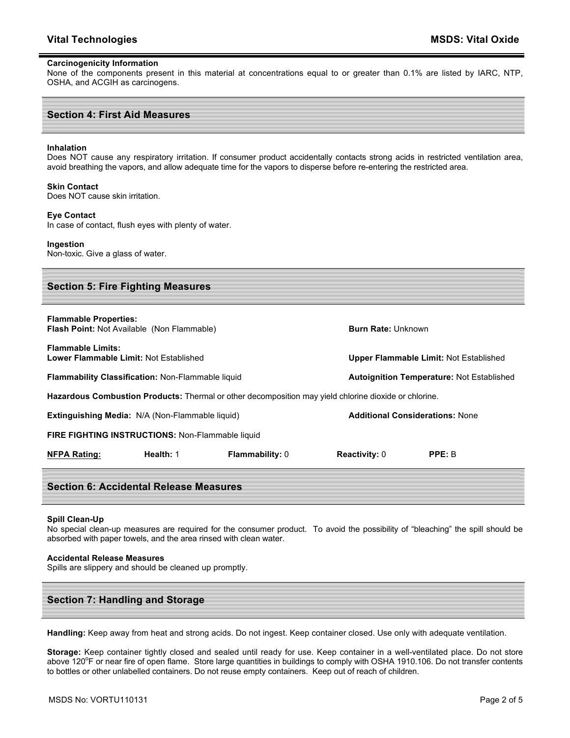### Carcinogenicity Information

None of the components present in this material at concentrations equal to or greater than 0.1% are listed by IARC, NTP, OSHA, and ACGIH as carcinogens.

## Section 4: First Aid Measures

### Inhalation

Does NOT cause any respiratory irritation. If consumer product accidentally contacts strong acids in restricted ventilation area, avoid breathing the vapors, and allow adequate time for the vapors to disperse before re-entering the restricted area.

### Skin Contact

Does NOT cause skin irritation.

### Eye Contact

In case of contact, flush eyes with plenty of water.

### Ingestion

Non-toxic. Give a glass of water.

## Section 5: Fire Fighting Measures

**Flammable Properties:**
**Flash Point:** Not Available (Non Flammable)

**Burn Rate:** Unknown

**Flammable Limits:**
**Lower Flammable Limit:** Not Established

**Upper Flammable Limit:** Not Established

**Flammability Classification:** Non-Flammable liquid

**Autoignition Temperature:** Not Established

**Hazardous Combustion Products:** Thermal or other decomposition may yield chlorine dioxide or chlorine.

**Extinguishing Media:** N/A (Non-Flammable liquid)

**Additional Considerations:** None

**FIRE FIGHTING INSTRUCTIONS:** Non-Flammable liquid

| NFPA Rating: | Health: 1 | Flammability: 0 | Reactivity: 0 | PPE: B |
|---|---|---|---|---|

## Section 6: Accidental Release Measures

### Spill Clean-Up

No special clean-up measures are required for the consumer product. To avoid the possibility of "bleaching" the spill should be absorbed with paper towels, and the area rinsed with clean water.

### Accidental Release Measures

Spills are slippery and should be cleaned up promptly.

## Section 7: Handling and Storage

**Handling:** Keep away from heat and strong acids. Do not ingest. Keep container closed. Use only with adequate ventilation.

**Storage:** Keep container tightly closed and sealed until ready for use. Keep container in a well-ventilated place. Do not store above 120°F or near fire of open flame. Store large quantities in buildings to comply with OSHA 1910.106. Do not transfer contents to bottles or other unlabelled containers. Do not reuse empty containers. Keep out of reach of children.

MSDS No: VORTU110131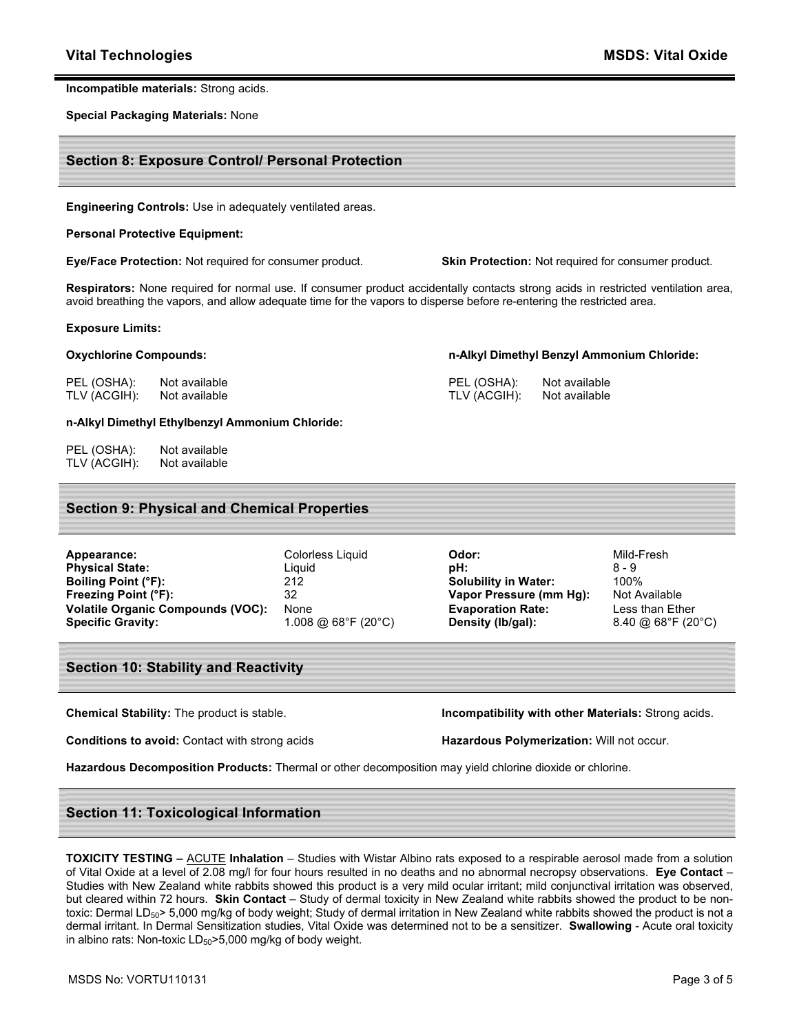**Incompatible materials:** Strong acids.

**Special Packaging Materials:** None

## Section 8: Exposure Control/ Personal Protection

**Engineering Controls:** Use in adequately ventilated areas.

**Personal Protective Equipment:**

**Eye/Face Protection:** Not required for consumer product.

**Skin Protection:** Not required for consumer product.

**Respirators:** None required for normal use. If consumer product accidentally contacts strong acids in restricted ventilation area, avoid breathing the vapors, and allow adequate time for the vapors to disperse before re-entering the restricted area.

**Exposure Limits:**

**Oxychlorine Compounds:**

PEL (OSHA): Not available
TLV (ACGIH): Not available

**n-Alkyl Dimethyl Benzyl Ammonium Chloride:**

PEL (OSHA): Not available
TLV (ACGIH): Not available

**n-Alkyl Dimethyl Ethylbenzyl Ammonium Chloride:**

PEL (OSHA): Not available
TLV (ACGIH): Not available

## Section 9: Physical and Chemical Properties

| Property | Value | Property | Value |
|---|---|---|---|
| **Appearance:** | Colorless Liquid | **Odor:** | Mild-Fresh |
| **Physical State:** | Liquid | **pH:** | 8 - 9 |
| **Boiling Point (°F):** | 212 | **Solubility in Water:** | 100% |
| **Freezing Point (°F):** | 32 | **Vapor Pressure (mm Hg):** | Not Available |
| **Volatile Organic Compounds (VOC):** | None | **Evaporation Rate:** | Less than Ether |
| **Specific Gravity:** | 1.008 @ 68°F (20°C) | **Density (lb/gal):** | 8.40 @ 68°F (20°C) |

## Section 10: Stability and Reactivity

**Chemical Stability:** The product is stable.

**Incompatibility with other Materials:** Strong acids.

**Conditions to avoid:** Contact with strong acids

**Hazardous Polymerization:** Will not occur.

**Hazardous Decomposition Products:** Thermal or other decomposition may yield chlorine dioxide or chlorine.

## Section 11: Toxicological Information

**TOXICITY TESTING –** ACUTE **Inhalation** – Studies with Wistar Albino rats exposed to a respirable aerosol made from a solution of Vital Oxide at a level of 2.08 mg/l for four hours resulted in no deaths and no abnormal necropsy observations. **Eye Contact** – Studies with New Zealand white rabbits showed this product is a very mild ocular irritant; mild conjunctival irritation was observed, but cleared within 72 hours. **Skin Contact** – Study of dermal toxicity in New Zealand white rabbits showed the product to be non-toxic: Dermal $LD_{50}$> 5,000 mg/kg of body weight; Study of dermal irritation in New Zealand white rabbits showed the product is not a dermal irritant. In Dermal Sensitization studies, Vital Oxide was determined not to be a sensitizer. **Swallowing** - Acute oral toxicity in albino rats: Non-toxic $LD_{50}$>5,000 mg/kg of body weight.

MSDS No: VORTU110131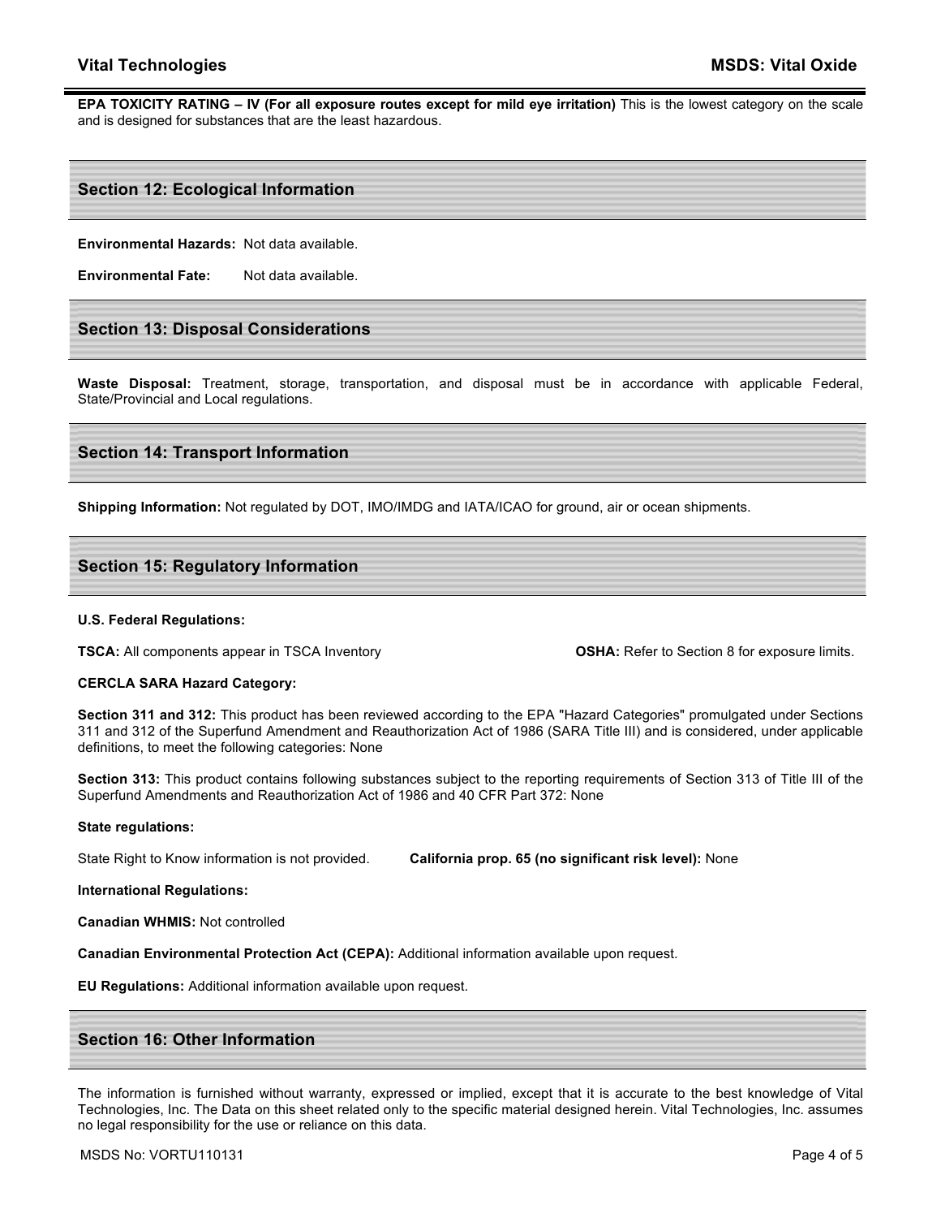**EPA TOXICITY RATING – IV (For all exposure routes except for mild eye irritation)** This is the lowest category on the scale and is designed for substances that are the least hazardous.

## Section 12: Ecological Information

**Environmental Hazards:** Not data available.

**Environmental Fate:** Not data available.

## Section 13: Disposal Considerations

**Waste Disposal:** Treatment, storage, transportation, and disposal must be in accordance with applicable Federal, State/Provincial and Local regulations.

## Section 14: Transport Information

**Shipping Information:** Not regulated by DOT, IMO/IMDG and IATA/ICAO for ground, air or ocean shipments.

## Section 15: Regulatory Information

**U.S. Federal Regulations:**

**TSCA:** All components appear in TSCA Inventory

**OSHA:** Refer to Section 8 for exposure limits.

**CERCLA SARA Hazard Category:**

**Section 311 and 312:** This product has been reviewed according to the EPA "Hazard Categories" promulgated under Sections 311 and 312 of the Superfund Amendment and Reauthorization Act of 1986 (SARA Title III) and is considered, under applicable definitions, to meet the following categories: None

**Section 313:** This product contains following substances subject to the reporting requirements of Section 313 of Title III of the Superfund Amendments and Reauthorization Act of 1986 and 40 CFR Part 372: None

**State regulations:**

State Right to Know information is not provided.

**California prop. 65 (no significant risk level):** None

**International Regulations:**

**Canadian WHMIS:** Not controlled

**Canadian Environmental Protection Act (CEPA):** Additional information available upon request.

**EU Regulations:** Additional information available upon request.

## Section 16: Other Information

The information is furnished without warranty, expressed or implied, except that it is accurate to the best knowledge of Vital Technologies, Inc. The Data on this sheet related only to the specific material designed herein. Vital Technologies, Inc. assumes no legal responsibility for the use or reliance on this data.

MSDS No: VORTU110131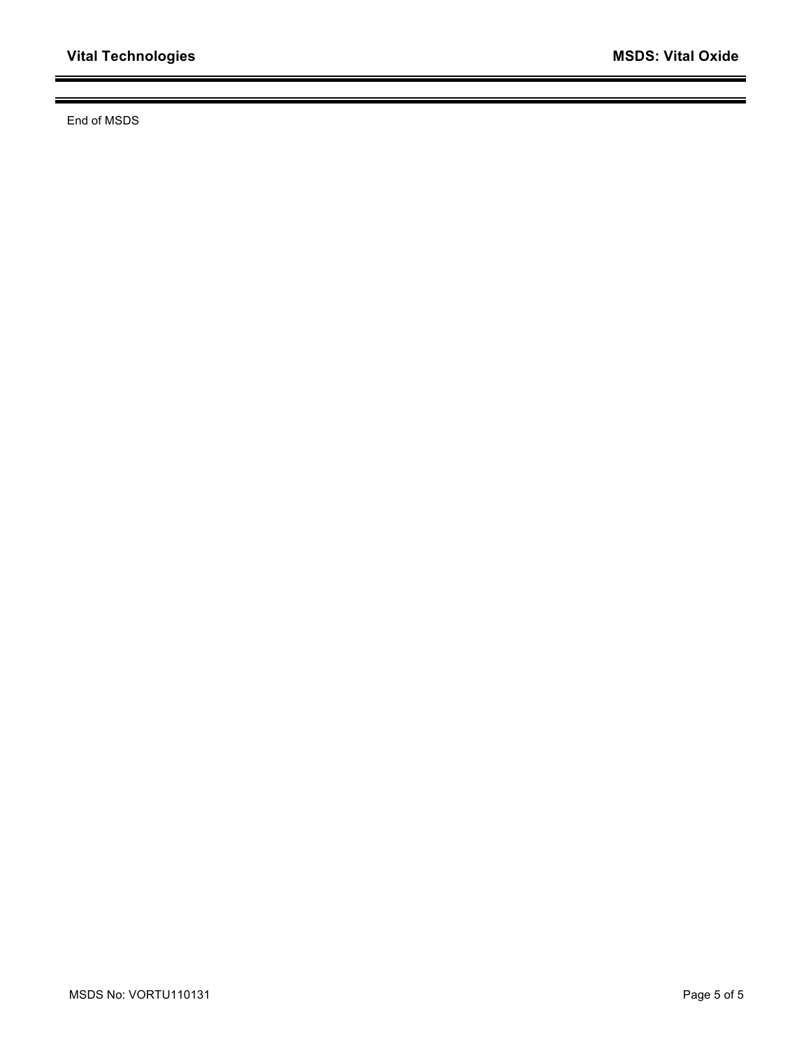End of MSDS